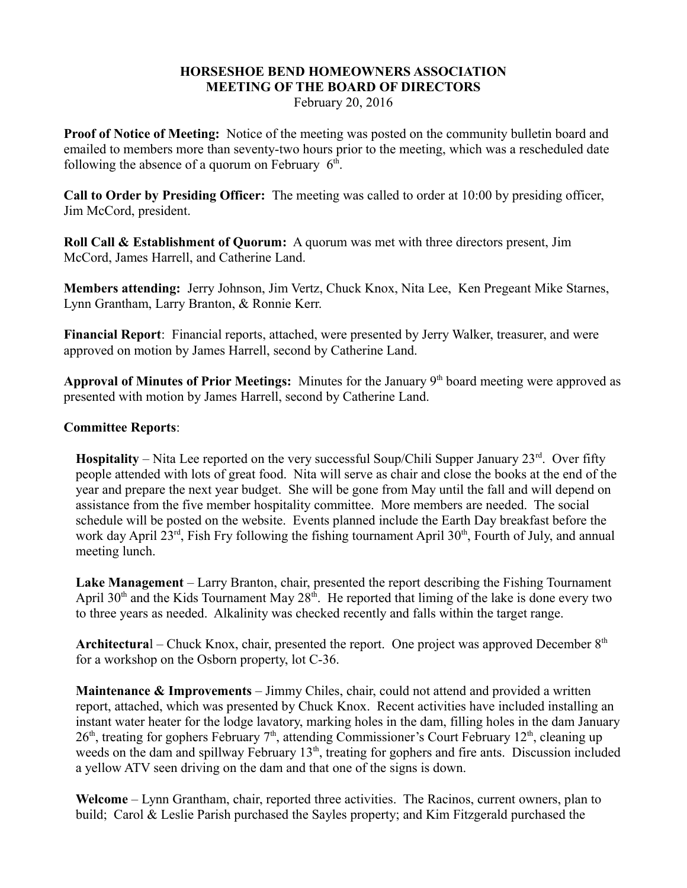# HORSESHOE BEND HOMEOWNERS ASSOCIATION
## MEETING OF THE BOARD OF DIRECTORS

February 20, 2016

**Proof of Notice of Meeting:** Notice of the meeting was posted on the community bulletin board and emailed to members more than seventy-two hours prior to the meeting, which was a rescheduled date following the absence of a quorum on February 6th.

**Call to Order by Presiding Officer:** The meeting was called to order at 10:00 by presiding officer, Jim McCord, president.

**Roll Call & Establishment of Quorum:** A quorum was met with three directors present, Jim McCord, James Harrell, and Catherine Land.

**Members attending:** Jerry Johnson, Jim Vertz, Chuck Knox, Nita Lee, Ken Pregeant Mike Starnes, Lynn Grantham, Larry Branton, & Ronnie Kerr.

**Financial Report**: Financial reports, attached, were presented by Jerry Walker, treasurer, and were approved on motion by James Harrell, second by Catherine Land.

**Approval of Minutes of Prior Meetings:** Minutes for the January 9th board meeting were approved as presented with motion by James Harrell, second by Catherine Land.

**Committee Reports**:

**Hospitality** – Nita Lee reported on the very successful Soup/Chili Supper January 23rd. Over fifty people attended with lots of great food. Nita will serve as chair and close the books at the end of the year and prepare the next year budget. She will be gone from May until the fall and will depend on assistance from the five member hospitality committee. More members are needed. The social schedule will be posted on the website. Events planned include the Earth Day breakfast before the work day April 23rd, Fish Fry following the fishing tournament April 30th, Fourth of July, and annual meeting lunch.

**Lake Management** – Larry Branton, chair, presented the report describing the Fishing Tournament April 30th and the Kids Tournament May 28th. He reported that liming of the lake is done every two to three years as needed. Alkalinity was checked recently and falls within the target range.

**Architectural** – Chuck Knox, chair, presented the report. One project was approved December 8th for a workshop on the Osborn property, lot C-36.

**Maintenance & Improvements** – Jimmy Chiles, chair, could not attend and provided a written report, attached, which was presented by Chuck Knox. Recent activities have included installing an instant water heater for the lodge lavatory, marking holes in the dam, filling holes in the dam January 26th, treating for gophers February 7th, attending Commissioner's Court February 12th, cleaning up weeds on the dam and spillway February 13th, treating for gophers and fire ants. Discussion included a yellow ATV seen driving on the dam and that one of the signs is down.

**Welcome** – Lynn Grantham, chair, reported three activities. The Racinos, current owners, plan to build; Carol & Leslie Parish purchased the Sayles property; and Kim Fitzgerald purchased the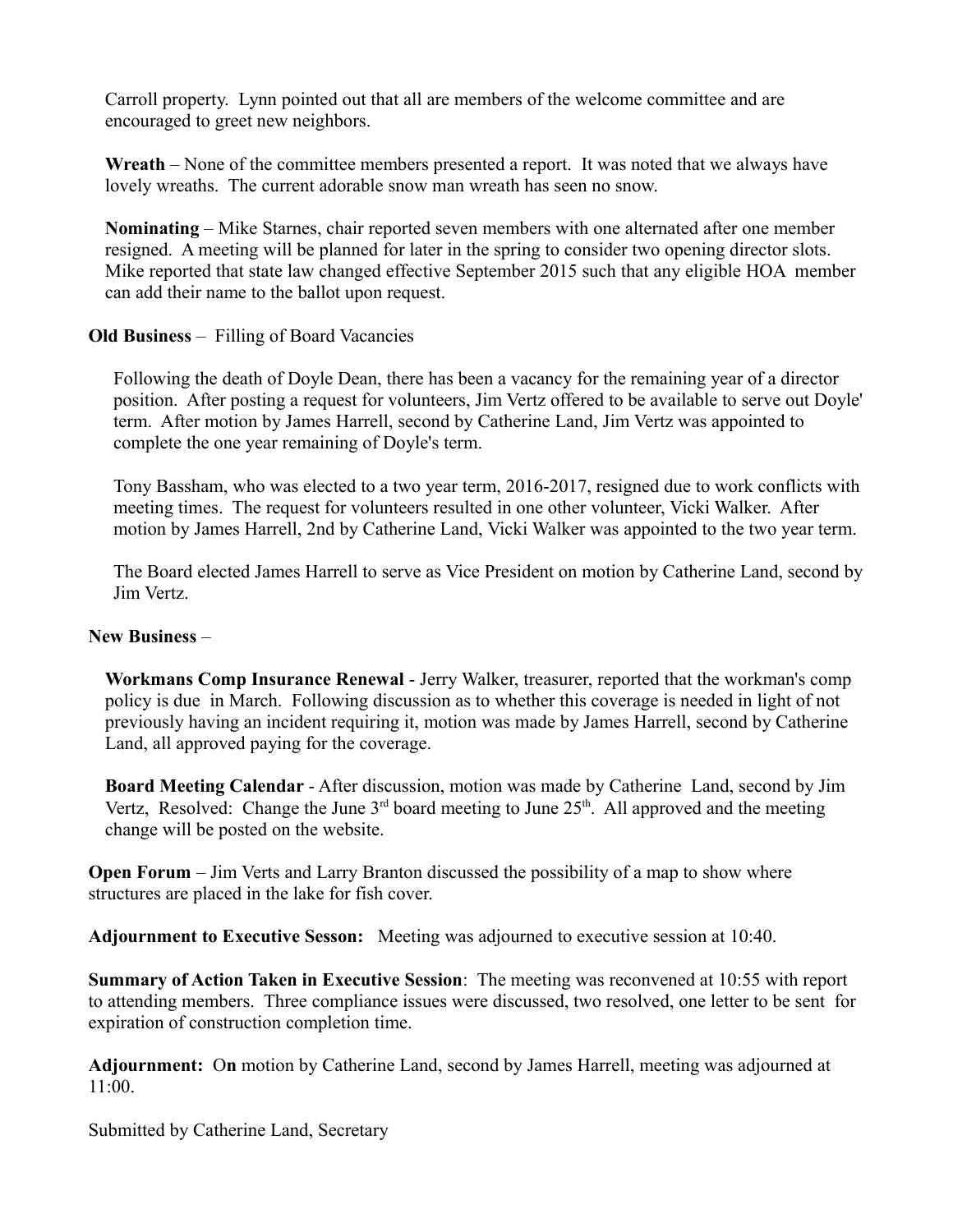Carroll property. Lynn pointed out that all are members of the welcome committee and are encouraged to greet new neighbors.

**Wreath** – None of the committee members presented a report. It was noted that we always have lovely wreaths. The current adorable snow man wreath has seen no snow.

**Nominating** – Mike Starnes, chair reported seven members with one alternated after one member resigned. A meeting will be planned for later in the spring to consider two opening director slots. Mike reported that state law changed effective September 2015 such that any eligible HOA member can add their name to the ballot upon request.

**Old Business** – Filling of Board Vacancies

Following the death of Doyle Dean, there has been a vacancy for the remaining year of a director position. After posting a request for volunteers, Jim Vertz offered to be available to serve out Doyle' term. After motion by James Harrell, second by Catherine Land, Jim Vertz was appointed to complete the one year remaining of Doyle's term.

Tony Bassham, who was elected to a two year term, 2016-2017, resigned due to work conflicts with meeting times. The request for volunteers resulted in one other volunteer, Vicki Walker. After motion by James Harrell, 2nd by Catherine Land, Vicki Walker was appointed to the two year term.

The Board elected James Harrell to serve as Vice President on motion by Catherine Land, second by Jim Vertz.

**New Business** –

**Workmans Comp Insurance Renewal** - Jerry Walker, treasurer, reported that the workman's comp policy is due in March. Following discussion as to whether this coverage is needed in light of not previously having an incident requiring it, motion was made by James Harrell, second by Catherine Land, all approved paying for the coverage.

**Board Meeting Calendar** - After discussion, motion was made by Catherine Land, second by Jim Vertz, Resolved: Change the June 3rd board meeting to June 25th. All approved and the meeting change will be posted on the website.

**Open Forum** – Jim Verts and Larry Branton discussed the possibility of a map to show where structures are placed in the lake for fish cover.

**Adjournment to Executive Sesson:** Meeting was adjourned to executive session at 10:40.

**Summary of Action Taken in Executive Session**: The meeting was reconvened at 10:55 with report to attending members. Three compliance issues were discussed, two resolved, one letter to be sent for expiration of construction completion time.

**Adjournment:** O**n** motion by Catherine Land, second by James Harrell, meeting was adjourned at 11:00.

Submitted by Catherine Land, Secretary